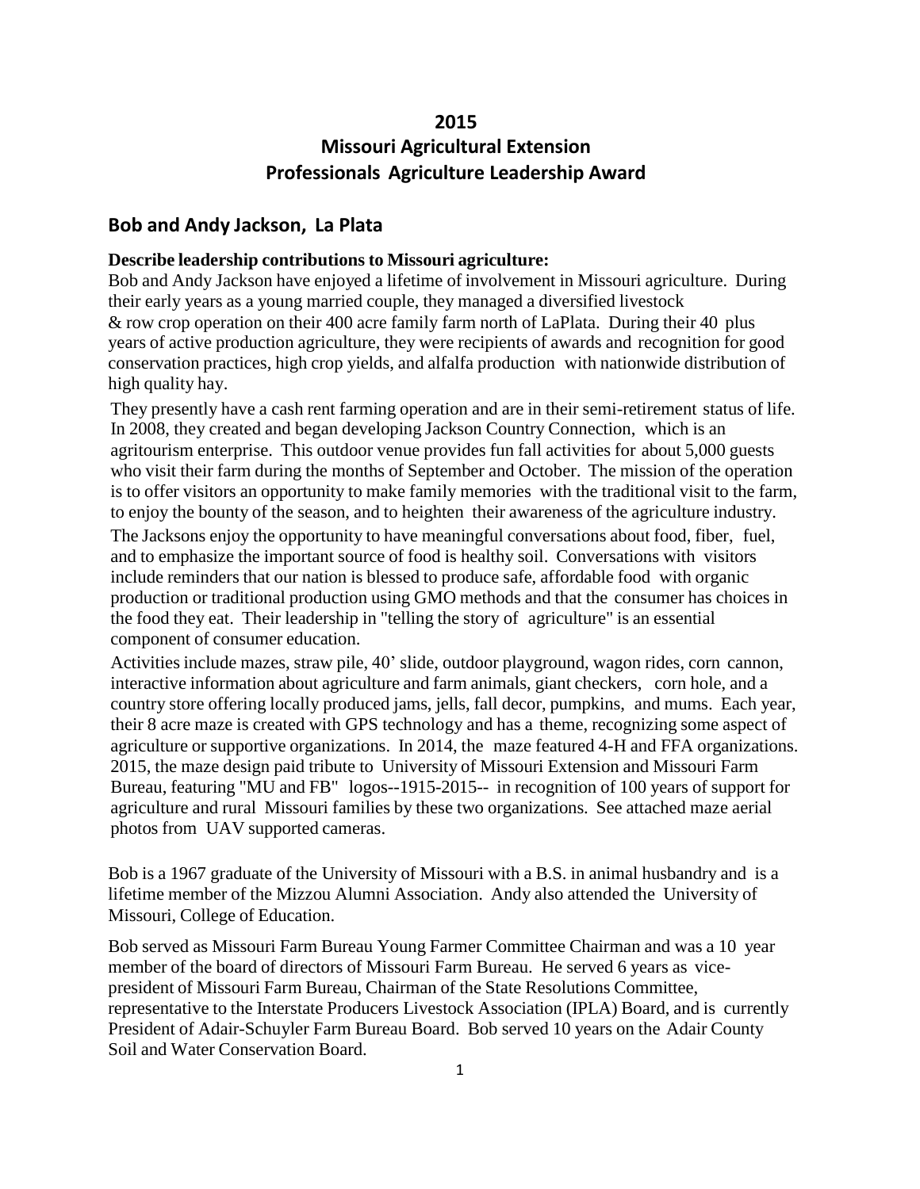# 2015
# Missouri Agricultural Extension Professionals Agriculture Leadership Award

## Bob and Andy Jackson, La Plata

**Describe leadership contributions to Missouri agriculture:**

Bob and Andy Jackson have enjoyed a lifetime of involvement in Missouri agriculture. During their early years as a young married couple, they managed a diversified livestock & row crop operation on their 400 acre family farm north of LaPlata. During their 40 plus years of active production agriculture, they were recipients of awards and recognition for good conservation practices, high crop yields, and alfalfa production with nationwide distribution of high quality hay.

They presently have a cash rent farming operation and are in their semi-retirement status of life. In 2008, they created and began developing Jackson Country Connection, which is an agritourism enterprise. This outdoor venue provides fun fall activities for about 5,000 guests who visit their farm during the months of September and October. The mission of the operation is to offer visitors an opportunity to make family memories with the traditional visit to the farm, to enjoy the bounty of the season, and to heighten their awareness of the agriculture industry. The Jacksons enjoy the opportunity to have meaningful conversations about food, fiber, fuel, and to emphasize the important source of food is healthy soil. Conversations with visitors include reminders that our nation is blessed to produce safe, affordable food with organic production or traditional production using GMO methods and that the consumer has choices in the food they eat. Their leadership in "telling the story of agriculture" is an essential component of consumer education.

Activities include mazes, straw pile, 40' slide, outdoor playground, wagon rides, corn cannon, interactive information about agriculture and farm animals, giant checkers, corn hole, and a country store offering locally produced jams, jells, fall decor, pumpkins, and mums. Each year, their 8 acre maze is created with GPS technology and has a theme, recognizing some aspect of agriculture or supportive organizations. In 2014, the maze featured 4-H and FFA organizations. 2015, the maze design paid tribute to University of Missouri Extension and Missouri Farm Bureau, featuring "MU and FB" logos--1915-2015-- in recognition of 100 years of support for agriculture and rural Missouri families by these two organizations. See attached maze aerial photos from UAV supported cameras.

Bob is a 1967 graduate of the University of Missouri with a B.S. in animal husbandry and is a lifetime member of the Mizzou Alumni Association. Andy also attended the University of Missouri, College of Education.

Bob served as Missouri Farm Bureau Young Farmer Committee Chairman and was a 10 year member of the board of directors of Missouri Farm Bureau. He served 6 years as vice-president of Missouri Farm Bureau, Chairman of the State Resolutions Committee, representative to the Interstate Producers Livestock Association (IPLA) Board, and is currently President of Adair-Schuyler Farm Bureau Board. Bob served 10 years on the Adair County Soil and Water Conservation Board.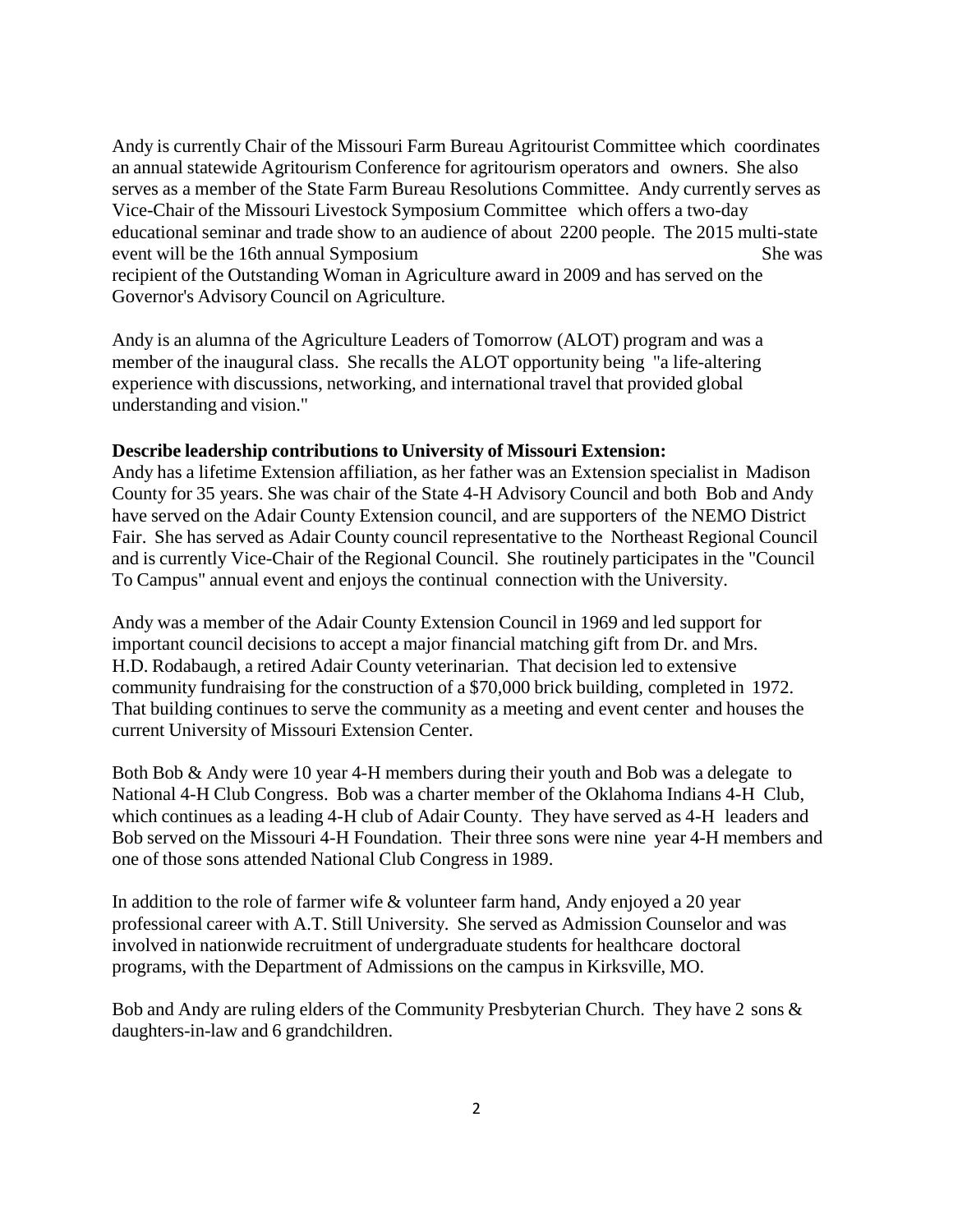Andy is currently Chair of the Missouri Farm Bureau Agritourist Committee which coordinates an annual statewide Agritourism Conference for agritourism operators and owners. She also serves as a member of the State Farm Bureau Resolutions Committee. Andy currently serves as Vice-Chair of the Missouri Livestock Symposium Committee which offers a two-day educational seminar and trade show to an audience of about 2200 people. The 2015 multi-state event will be the 16th annual Symposium She was recipient of the Outstanding Woman in Agriculture award in 2009 and has served on the Governor's Advisory Council on Agriculture.

Andy is an alumna of the Agriculture Leaders of Tomorrow (ALOT) program and was a member of the inaugural class. She recalls the ALOT opportunity being "a life-altering experience with discussions, networking, and international travel that provided global understanding and vision."

**Describe leadership contributions to University of Missouri Extension:**
Andy has a lifetime Extension affiliation, as her father was an Extension specialist in Madison County for 35 years. She was chair of the State 4-H Advisory Council and both Bob and Andy have served on the Adair County Extension council, and are supporters of the NEMO District Fair. She has served as Adair County council representative to the Northeast Regional Council and is currently Vice-Chair of the Regional Council. She routinely participates in the "Council To Campus" annual event and enjoys the continual connection with the University.

Andy was a member of the Adair County Extension Council in 1969 and led support for important council decisions to accept a major financial matching gift from Dr. and Mrs. H.D. Rodabaugh, a retired Adair County veterinarian. That decision led to extensive community fundraising for the construction of a $70,000 brick building, completed in 1972. That building continues to serve the community as a meeting and event center and houses the current University of Missouri Extension Center.

Both Bob & Andy were 10 year 4-H members during their youth and Bob was a delegate to National 4-H Club Congress. Bob was a charter member of the Oklahoma Indians 4-H Club, which continues as a leading 4-H club of Adair County. They have served as 4-H leaders and Bob served on the Missouri 4-H Foundation. Their three sons were nine year 4-H members and one of those sons attended National Club Congress in 1989.

In addition to the role of farmer wife & volunteer farm hand, Andy enjoyed a 20 year professional career with A.T. Still University. She served as Admission Counselor and was involved in nationwide recruitment of undergraduate students for healthcare doctoral programs, with the Department of Admissions on the campus in Kirksville, MO.

Bob and Andy are ruling elders of the Community Presbyterian Church. They have 2 sons & daughters-in-law and 6 grandchildren.